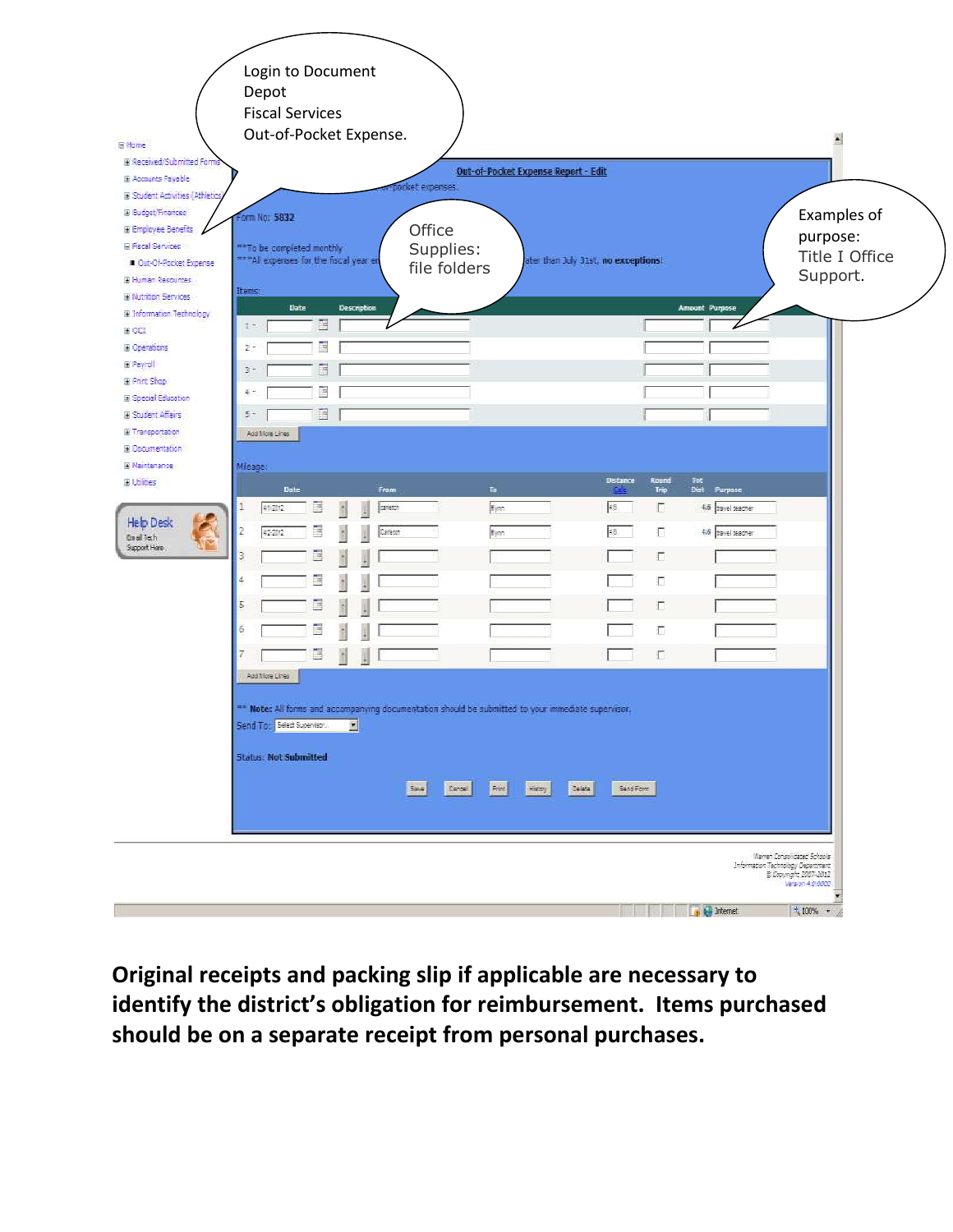Login to Document Depot
Fiscal Services
Out-of-Pocket Expense.

Office Supplies: file folders

Examples of purpose: Title I Office Support.

- Home
  - Received/Submitted Forms
  - Accounts Payable
  - Student Activities (Athletics)
  - Budget/Finances
  - Employee Benefits
  - Fiscal Services
    - Out-Of-Pocket Expense
  - Human Resources
  - Nutrition Services
  - Information Technology
  - OCI
  - Operations
  - Payroll
  - Print Shop
  - Special Education
  - Student Affairs
  - Transportation
  - Documentation
  - Maintenance
  - Utilities

Help Desk
Email Tech Support Here

**Out-of-Pocket Expense Report - Edit**

...-of-pocket expenses.

Form No: **5832**

**To be completed monthly
***All expenses for the fiscal year e... ...ater than July 31st, **no exceptions**!

Items:

| | Date | Description | Amount | Purpose |
|---|---|---|---|---|
| 1 - | | | | |
| 2 - | | | | |
| 3 - | | | | |
| 4 - | | | | |
| 5 - | | | | |

Add More Lines

Mileage:

| | Date | From | To | Distance Calc | Round Trip | Tot Dist | Purpose |
|---|---|---|---|---|---|---|---|
| 1 | 4/1/2012 | carleton | flynn | 4.6 | | 4.6 | travel teacher |
| 2 | 4/2/2012 | Carleton | flynn | 4.6 | | 4.6 | travel teacher |
| 3 | | | | | | | |
| 4 | | | | | | | |
| 5 | | | | | | | |
| 6 | | | | | | | |
| 7 | | | | | | | |

Add More Lines

** **Note:** All forms and accompanying documentation should be submitted to your immediate supervisor.

Send To: Select Supervisor...

Status: **Not Submitted**

Save | Cancel | Print | History | Delete | Send Form

Warren Consolidated Schools
Information Technology Department
© Copyright 2007-2012
Version 4.0.0000

**Original receipts and packing slip if applicable are necessary to identify the district's obligation for reimbursement. Items purchased should be on a separate receipt from personal purchases.**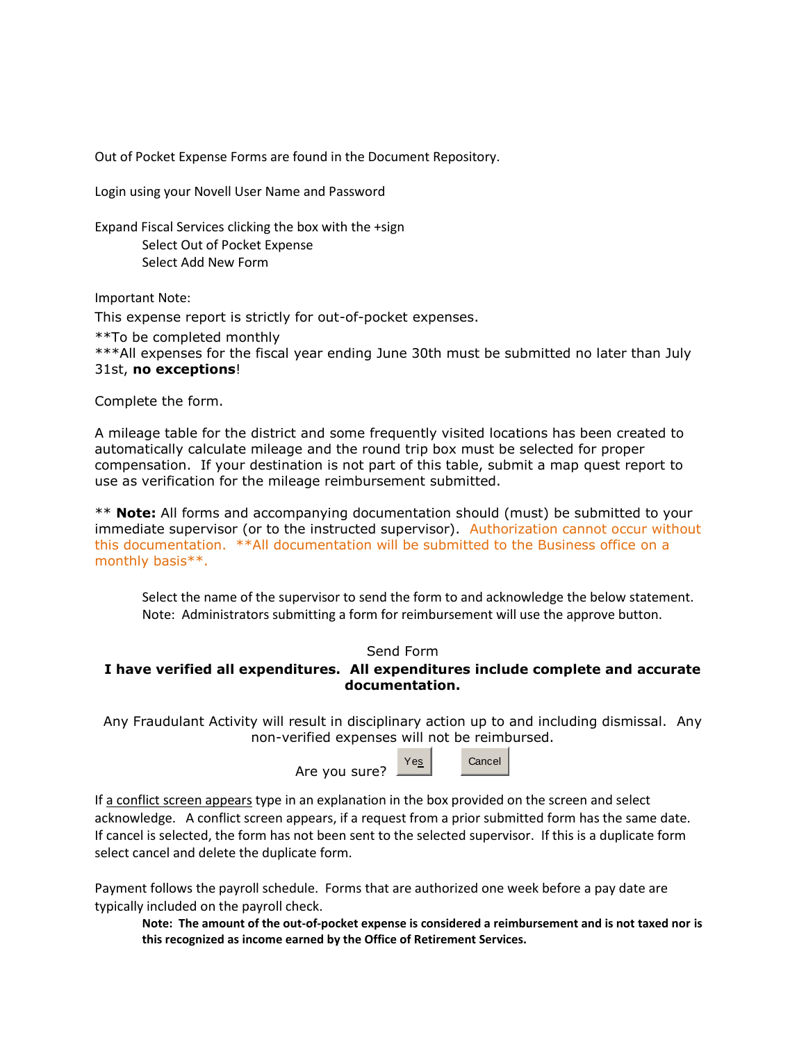Out of Pocket Expense Forms are found in the Document Repository.

Login using your Novell User Name and Password

Expand Fiscal Services clicking the box with the +sign

- Select Out of Pocket Expense
- Select Add New Form

Important Note:

This expense report is strictly for out-of-pocket expenses.

**To be completed monthly
***All expenses for the fiscal year ending June 30th must be submitted no later than July 31st, **no exceptions**!

Complete the form.

A mileage table for the district and some frequently visited locations has been created to automatically calculate mileage and the round trip box must be selected for proper compensation. If your destination is not part of this table, submit a map quest report to use as verification for the mileage reimbursement submitted.

** **Note:** All forms and accompanying documentation should (must) be submitted to your immediate supervisor (or to the instructed supervisor). Authorization cannot occur without this documentation. **All documentation will be submitted to the Business office on a monthly basis**.

Select the name of the supervisor to send the form to and acknowledge the below statement.
Note: Administrators submitting a form for reimbursement will use the approve button.

Send Form

**I have verified all expenditures. All expenditures include complete and accurate documentation.**

Any Fraudulant Activity will result in disciplinary action up to and including dismissal. Any non-verified expenses will not be reimbursed.

Are you sure? Yes Cancel

If a conflict screen appears type in an explanation in the box provided on the screen and select acknowledge. A conflict screen appears, if a request from a prior submitted form has the same date. If cancel is selected, the form has not been sent to the selected supervisor. If this is a duplicate form select cancel and delete the duplicate form.

Payment follows the payroll schedule. Forms that are authorized one week before a pay date are typically included on the payroll check.

**Note: The amount of the out-of-pocket expense is considered a reimbursement and is not taxed nor is this recognized as income earned by the Office of Retirement Services.**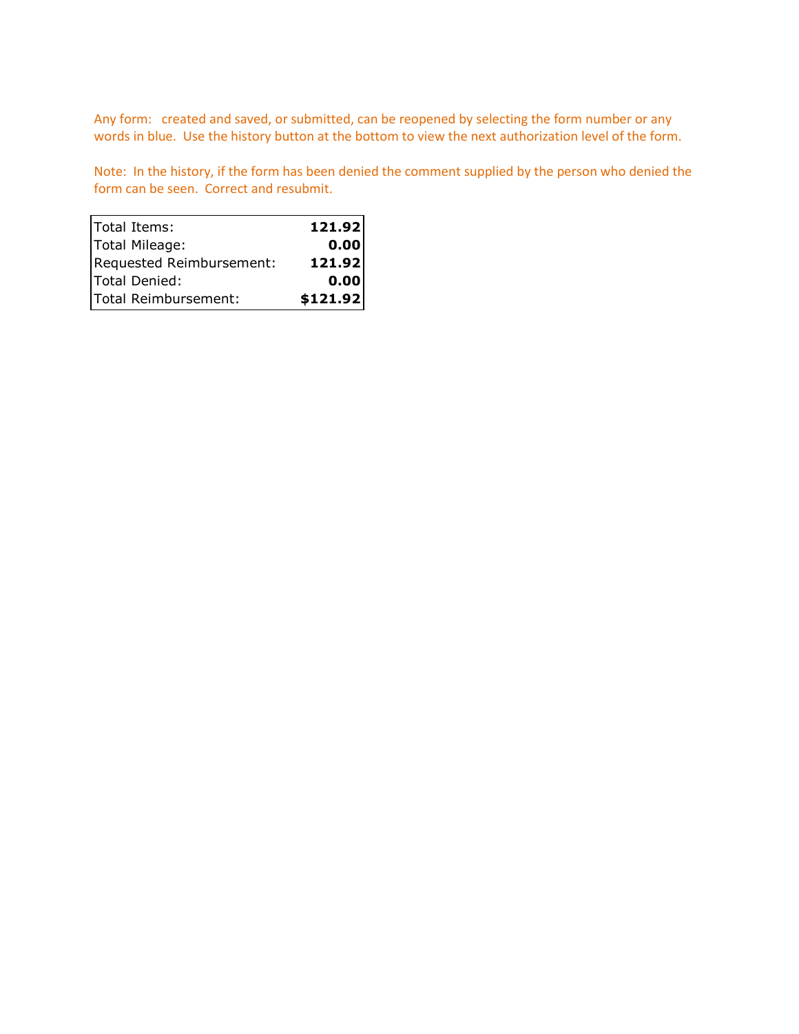Any form:   created and saved, or submitted, can be reopened by selecting the form number or any words in blue.  Use the history button at the bottom to view the next authorization level of the form.

Note:  In the history, if the form has been denied the comment supplied by the person who denied the form can be seen.  Correct and resubmit.

| | |
|---|---|
| Total Items: | **121.92** |
| Total Mileage: | **0.00** |
| Requested Reimbursement: | **121.92** |
| Total Denied: | **0.00** |
| Total Reimbursement: | **$121.92** |